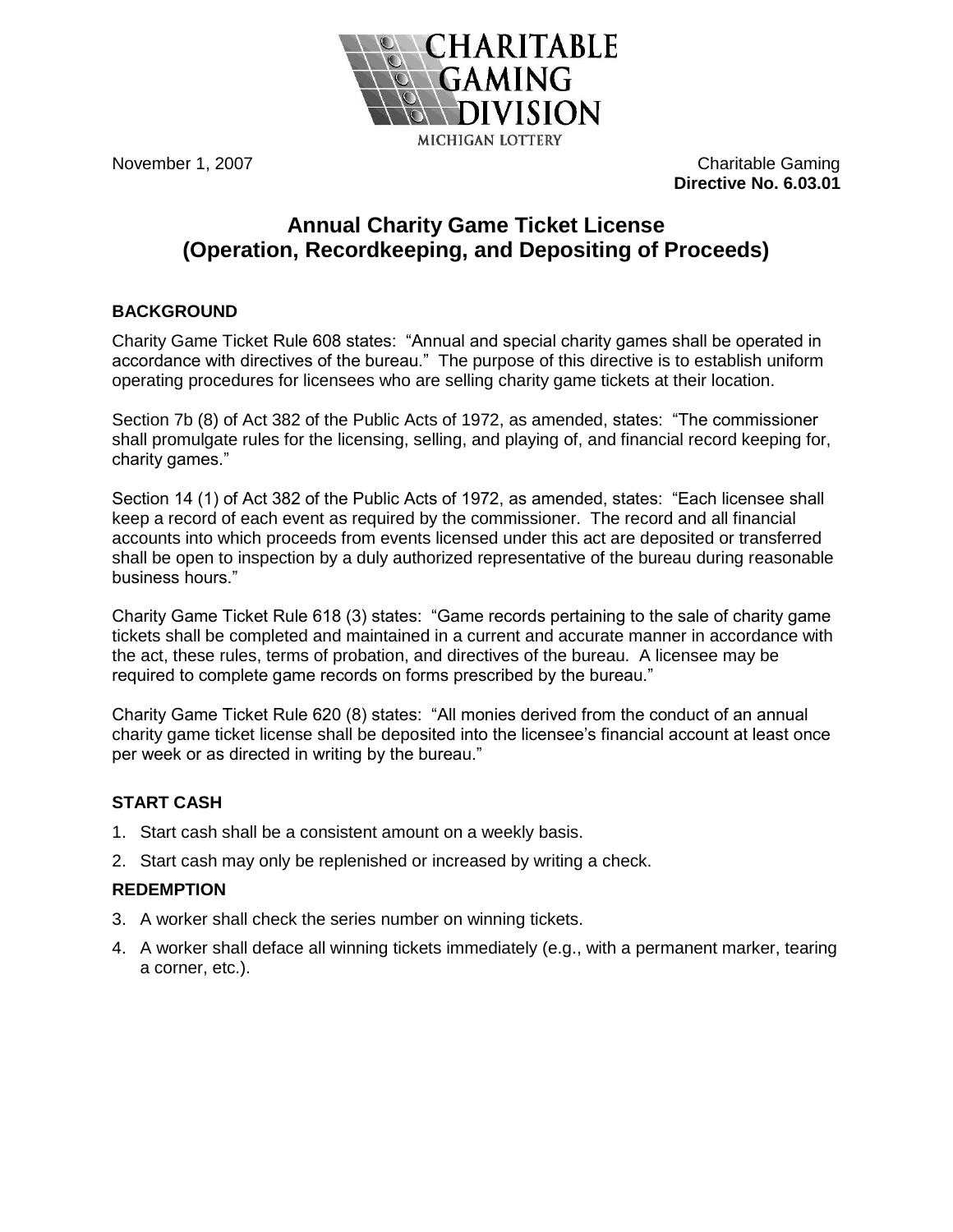CHARITABLE GAMING DIVISION

MICHIGAN LOTTERY

November 1, 2007

Charitable Gaming
**Directive No. 6.03.01**

# Annual Charity Game Ticket License (Operation, Recordkeeping, and Depositing of Proceeds)

### BACKGROUND

Charity Game Ticket Rule 608 states: "Annual and special charity games shall be operated in accordance with directives of the bureau." The purpose of this directive is to establish uniform operating procedures for licensees who are selling charity game tickets at their location.

Section 7b (8) of Act 382 of the Public Acts of 1972, as amended, states: "The commissioner shall promulgate rules for the licensing, selling, and playing of, and financial record keeping for, charity games."

Section 14 (1) of Act 382 of the Public Acts of 1972, as amended, states: "Each licensee shall keep a record of each event as required by the commissioner. The record and all financial accounts into which proceeds from events licensed under this act are deposited or transferred shall be open to inspection by a duly authorized representative of the bureau during reasonable business hours."

Charity Game Ticket Rule 618 (3) states: "Game records pertaining to the sale of charity game tickets shall be completed and maintained in a current and accurate manner in accordance with the act, these rules, terms of probation, and directives of the bureau. A licensee may be required to complete game records on forms prescribed by the bureau."

Charity Game Ticket Rule 620 (8) states: "All monies derived from the conduct of an annual charity game ticket license shall be deposited into the licensee's financial account at least once per week or as directed in writing by the bureau."

### START CASH

1. Start cash shall be a consistent amount on a weekly basis.
2. Start cash may only be replenished or increased by writing a check.

### REDEMPTION

3. A worker shall check the series number on winning tickets.
4. A worker shall deface all winning tickets immediately (e.g., with a permanent marker, tearing a corner, etc.).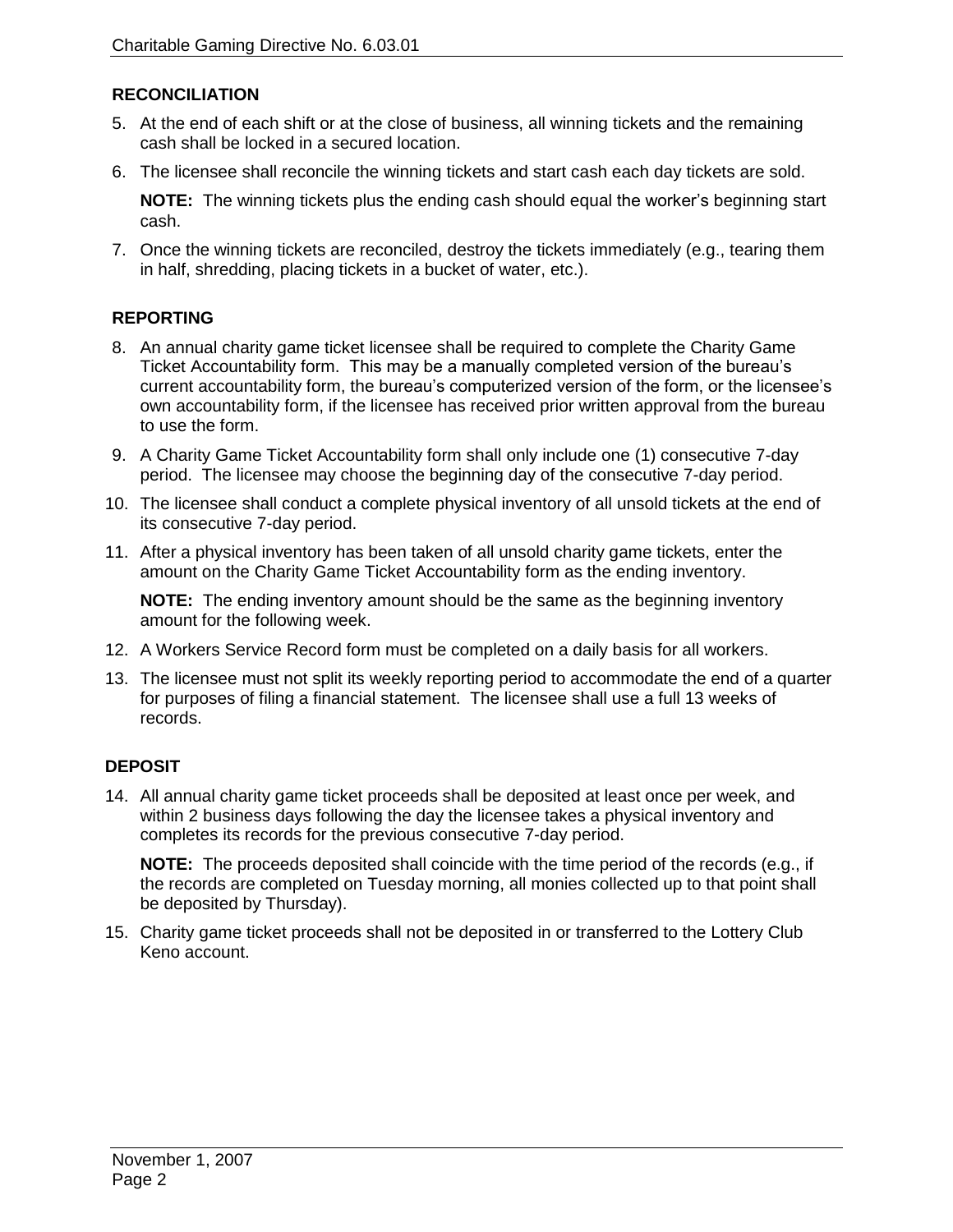## RECONCILIATION

5. At the end of each shift or at the close of business, all winning tickets and the remaining cash shall be locked in a secured location.
6. The licensee shall reconcile the winning tickets and start cash each day tickets are sold.

   **NOTE:** The winning tickets plus the ending cash should equal the worker's beginning start cash.

7. Once the winning tickets are reconciled, destroy the tickets immediately (e.g., tearing them in half, shredding, placing tickets in a bucket of water, etc.).

## REPORTING

8. An annual charity game ticket licensee shall be required to complete the Charity Game Ticket Accountability form. This may be a manually completed version of the bureau's current accountability form, the bureau's computerized version of the form, or the licensee's own accountability form, if the licensee has received prior written approval from the bureau to use the form.
9. A Charity Game Ticket Accountability form shall only include one (1) consecutive 7-day period. The licensee may choose the beginning day of the consecutive 7-day period.
10. The licensee shall conduct a complete physical inventory of all unsold tickets at the end of its consecutive 7-day period.
11. After a physical inventory has been taken of all unsold charity game tickets, enter the amount on the Charity Game Ticket Accountability form as the ending inventory.

    **NOTE:** The ending inventory amount should be the same as the beginning inventory amount for the following week.

12. A Workers Service Record form must be completed on a daily basis for all workers.
13. The licensee must not split its weekly reporting period to accommodate the end of a quarter for purposes of filing a financial statement. The licensee shall use a full 13 weeks of records.

## DEPOSIT

14. All annual charity game ticket proceeds shall be deposited at least once per week, and within 2 business days following the day the licensee takes a physical inventory and completes its records for the previous consecutive 7-day period.

    **NOTE:** The proceeds deposited shall coincide with the time period of the records (e.g., if the records are completed on Tuesday morning, all monies collected up to that point shall be deposited by Thursday).

15. Charity game ticket proceeds shall not be deposited in or transferred to the Lottery Club Keno account.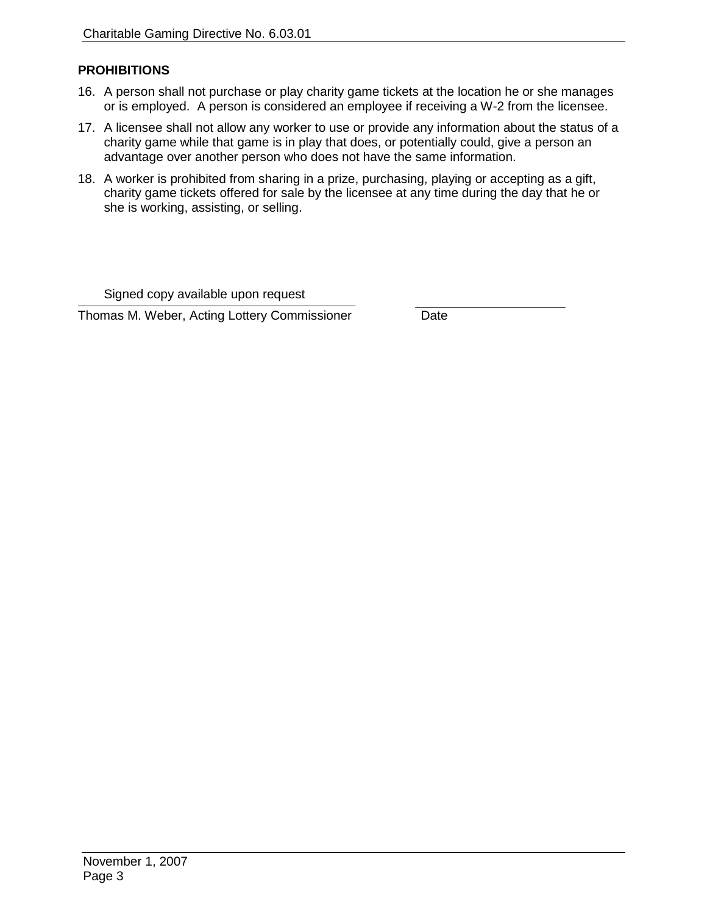**PROHIBITIONS**

16. A person shall not purchase or play charity game tickets at the location he or she manages or is employed. A person is considered an employee if receiving a W-2 from the licensee.
17. A licensee shall not allow any worker to use or provide any information about the status of a charity game while that game is in play that does, or potentially could, give a person an advantage over another person who does not have the same information.
18. A worker is prohibited from sharing in a prize, purchasing, playing or accepting as a gift, charity game tickets offered for sale by the licensee at any time during the day that he or she is working, assisting, or selling.

Signed copy available upon request

Thomas M. Weber, Acting Lottery Commissioner

Date